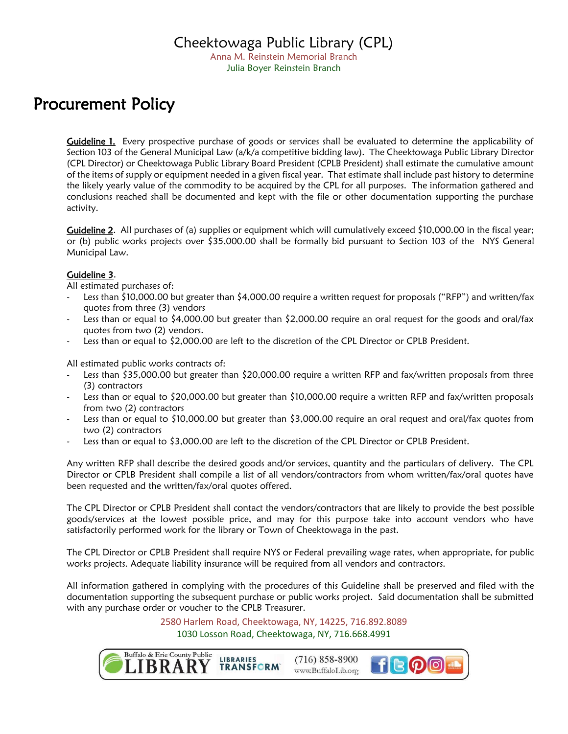# Cheektowaga Public Library (CPL)

Anna M. Reinstein Memorial Branch
Julia Boyer Reinstein Branch

## Procurement Policy

**Guideline 1.** Every prospective purchase of goods or services shall be evaluated to determine the applicability of Section 103 of the General Municipal Law (a/k/a competitive bidding law). The Cheektowaga Public Library Director (CPL Director) or Cheektowaga Public Library Board President (CPLB President) shall estimate the cumulative amount of the items of supply or equipment needed in a given fiscal year. That estimate shall include past history to determine the likely yearly value of the commodity to be acquired by the CPL for all purposes. The information gathered and conclusions reached shall be documented and kept with the file or other documentation supporting the purchase activity.

**Guideline 2**. All purchases of (a) supplies or equipment which will cumulatively exceed $10,000.00 in the fiscal year; or (b) public works projects over $35,000.00 shall be formally bid pursuant to Section 103 of the NYS General Municipal Law.

**Guideline 3**.

All estimated purchases of:

- Less than $10,000.00 but greater than $4,000.00 require a written request for proposals ("RFP") and written/fax quotes from three (3) vendors
- Less than or equal to $4,000.00 but greater than $2,000.00 require an oral request for the goods and oral/fax quotes from two (2) vendors.
- Less than or equal to $2,000.00 are left to the discretion of the CPL Director or CPLB President.

All estimated public works contracts of:

- Less than $35,000.00 but greater than $20,000.00 require a written RFP and fax/written proposals from three (3) contractors
- Less than or equal to $20,000.00 but greater than $10,000.00 require a written RFP and fax/written proposals from two (2) contractors
- Less than or equal to $10,000.00 but greater than $3,000.00 require an oral request and oral/fax quotes from two (2) contractors
- Less than or equal to $3,000.00 are left to the discretion of the CPL Director or CPLB President.

Any written RFP shall describe the desired goods and/or services, quantity and the particulars of delivery. The CPL Director or CPLB President shall compile a list of all vendors/contractors from whom written/fax/oral quotes have been requested and the written/fax/oral quotes offered.

The CPL Director or CPLB President shall contact the vendors/contractors that are likely to provide the best possible goods/services at the lowest possible price, and may for this purpose take into account vendors who have satisfactorily performed work for the library or Town of Cheektowaga in the past.

The CPL Director or CPLB President shall require NYS or Federal prevailing wage rates, when appropriate, for public works projects. Adequate liability insurance will be required from all vendors and contractors.

All information gathered in complying with the procedures of this Guideline shall be preserved and filed with the documentation supporting the subsequent purchase or public works project. Said documentation shall be submitted with any purchase order or voucher to the CPLB Treasurer.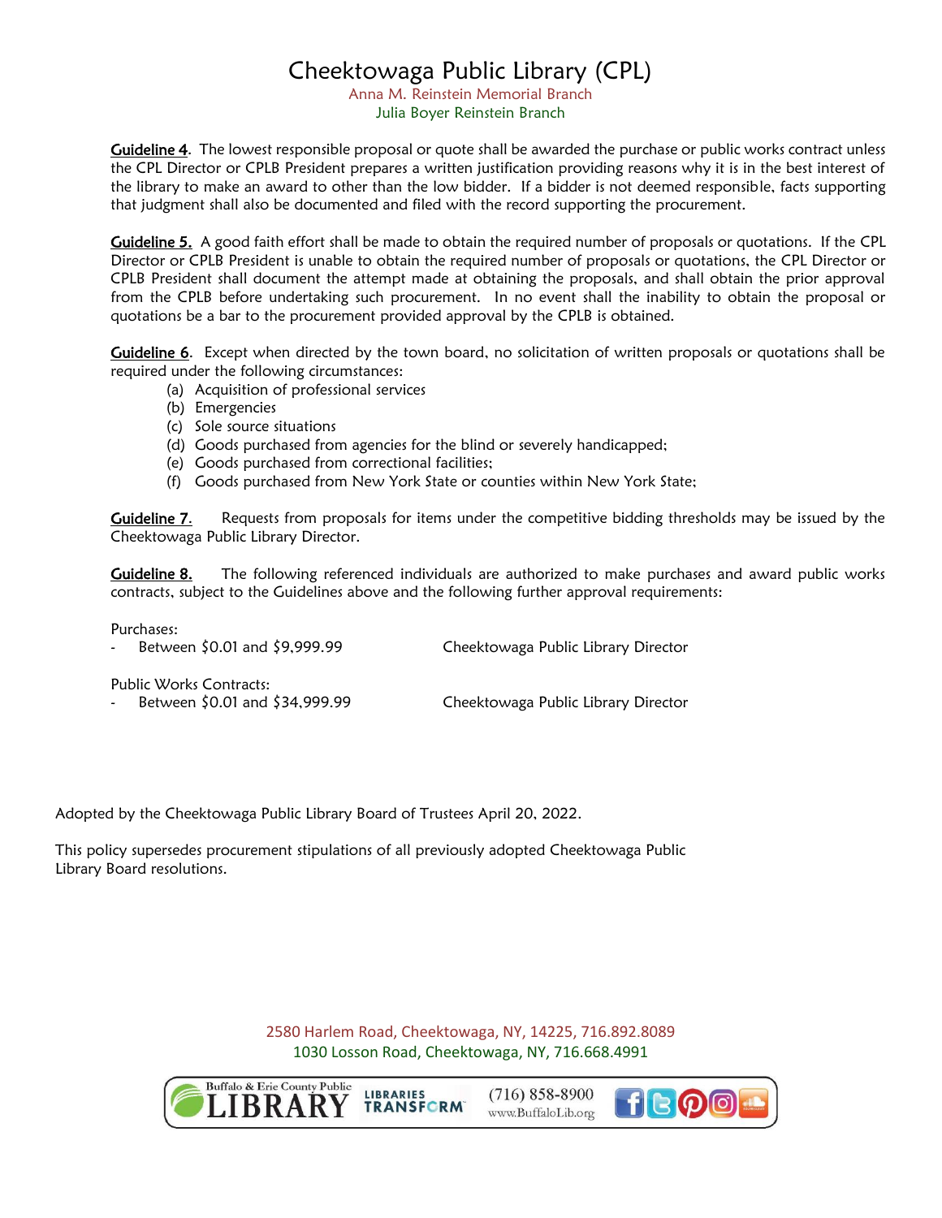**Guideline 4**. The lowest responsible proposal or quote shall be awarded the purchase or public works contract unless the CPL Director or CPLB President prepares a written justification providing reasons why it is in the best interest of the library to make an award to other than the low bidder. If a bidder is not deemed responsible, facts supporting that judgment shall also be documented and filed with the record supporting the procurement.

**Guideline 5.** A good faith effort shall be made to obtain the required number of proposals or quotations. If the CPL Director or CPLB President is unable to obtain the required number of proposals or quotations, the CPL Director or CPLB President shall document the attempt made at obtaining the proposals, and shall obtain the prior approval from the CPLB before undertaking such procurement. In no event shall the inability to obtain the proposal or quotations be a bar to the procurement provided approval by the CPLB is obtained.

**Guideline 6**. Except when directed by the town board, no solicitation of written proposals or quotations shall be required under the following circumstances:

(a) Acquisition of professional services
(b) Emergencies
(c) Sole source situations
(d) Goods purchased from agencies for the blind or severely handicapped;
(e) Goods purchased from correctional facilities;
(f) Goods purchased from New York State or counties within New York State;

**Guideline 7.** Requests from proposals for items under the competitive bidding thresholds may be issued by the Cheektowaga Public Library Director.

**Guideline 8.** The following referenced individuals are authorized to make purchases and award public works contracts, subject to the Guidelines above and the following further approval requirements:

Purchases:

| | |
|---|---|
| - Between $0.01 and $9,999.99 | Cheektowaga Public Library Director |

Public Works Contracts:

| | |
|---|---|
| - Between $0.01 and $34,999.99 | Cheektowaga Public Library Director |

Adopted by the Cheektowaga Public Library Board of Trustees April 20, 2022.

This policy supersedes procurement stipulations of all previously adopted Cheektowaga Public Library Board resolutions.